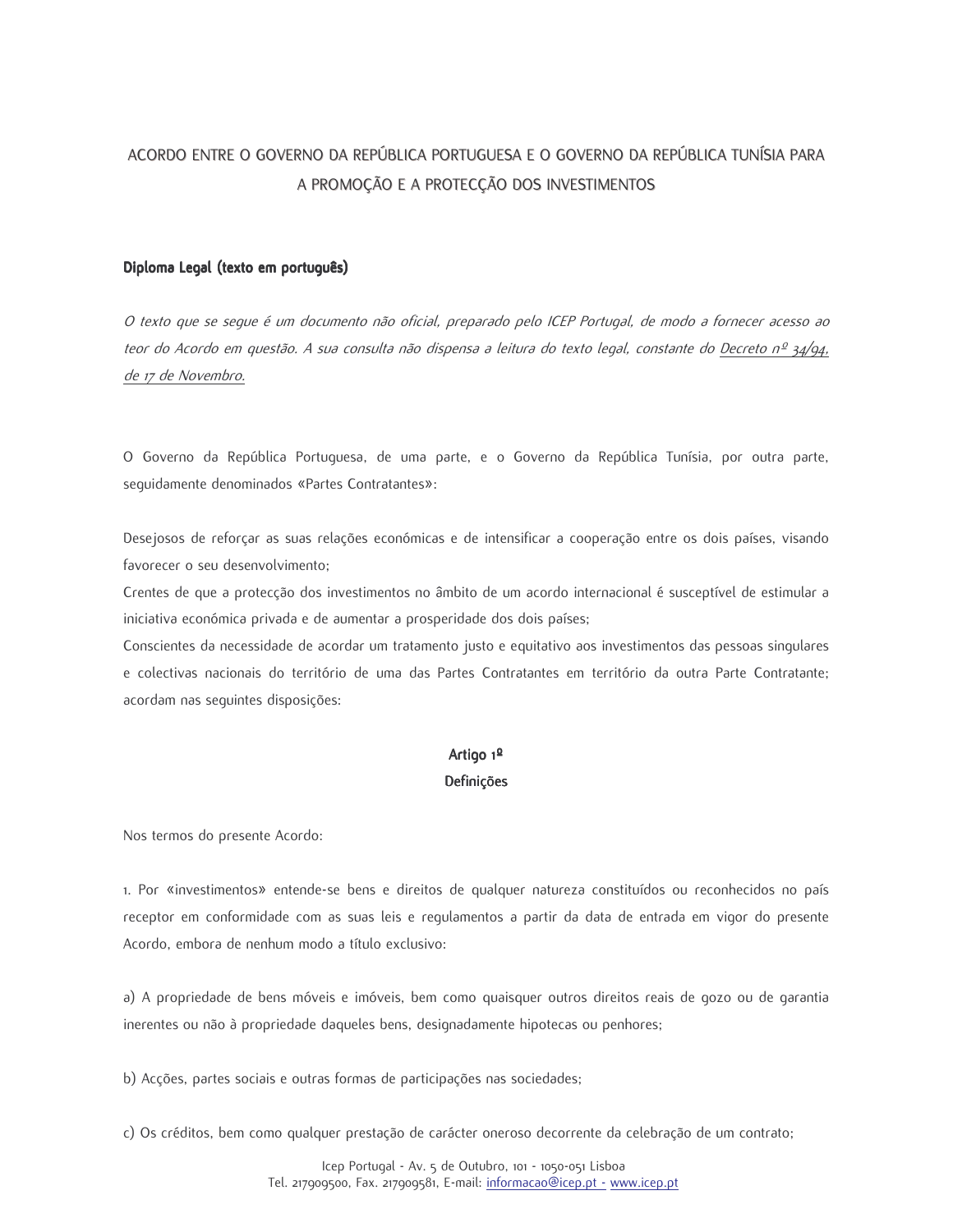# ACORDO ENTRE O GOVERNO DA REPÚBLICA PORTUGUESA E O GOVERNO DA REPÚBLICA TUNÍSIA PARA A PROMOÇÃO E A PROTECÇÃO DOS INVESTIMENTOS

**Diploma Legal (texto em português)**

*O texto que se segue é um documento não oficial, preparado pelo ICEP Portugal, de modo a fornecer acesso ao teor do Acordo em questão. A sua consulta não dispensa a leitura do texto legal, constante do Decreto nº 34/94, de 17 de Novembro.*

O Governo da República Portuguesa, de uma parte, e o Governo da República Tunísia, por outra parte, seguidamente denominados «Partes Contratantes»:

Desejosos de reforçar as suas relações económicas e de intensificar a cooperação entre os dois países, visando favorecer o seu desenvolvimento;
Crentes de que a protecção dos investimentos no âmbito de um acordo internacional é susceptível de estimular a iniciativa económica privada e de aumentar a prosperidade dos dois países;
Conscientes da necessidade de acordar um tratamento justo e equitativo aos investimentos das pessoas singulares e colectivas nacionais do território de uma das Partes Contratantes em território da outra Parte Contratante;
acordam nas seguintes disposições:

## Artigo 1º
## Definições

Nos termos do presente Acordo:

1. Por «investimentos» entende-se bens e direitos de qualquer natureza constituídos ou reconhecidos no país receptor em conformidade com as suas leis e regulamentos a partir da data de entrada em vigor do presente Acordo, embora de nenhum modo a título exclusivo:

a) A propriedade de bens móveis e imóveis, bem como quaisquer outros direitos reais de gozo ou de garantia inerentes ou não à propriedade daqueles bens, designadamente hipotecas ou penhores;

b) Acções, partes sociais e outras formas de participações nas sociedades;

c) Os créditos, bem como qualquer prestação de carácter oneroso decorrente da celebração de um contrato;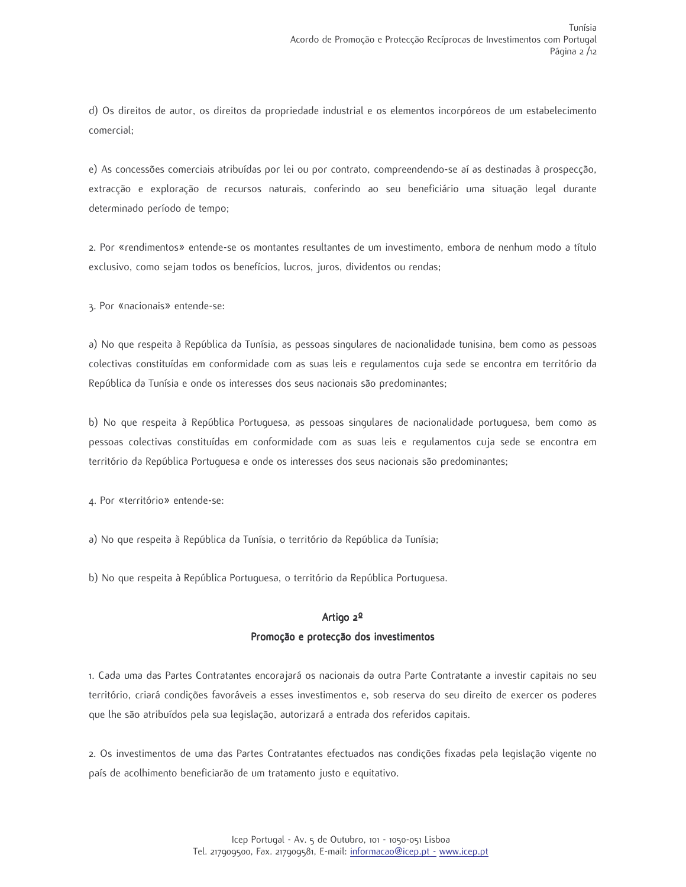d) Os direitos de autor, os direitos da propriedade industrial e os elementos incorpóreos de um estabelecimento comercial;

e) As concessões comerciais atribuídas por lei ou por contrato, compreendendo-se aí as destinadas à prospecção, extracção e exploração de recursos naturais, conferindo ao seu beneficiário uma situação legal durante determinado período de tempo;

2. Por «rendimentos» entende-se os montantes resultantes de um investimento, embora de nenhum modo a título exclusivo, como sejam todos os benefícios, lucros, juros, dividentos ou rendas;

3. Por «nacionais» entende-se:

a) No que respeita à República da Tunísia, as pessoas singulares de nacionalidade tunisina, bem como as pessoas colectivas constituídas em conformidade com as suas leis e regulamentos cuja sede se encontra em território da República da Tunísia e onde os interesses dos seus nacionais são predominantes;

b) No que respeita à República Portuguesa, as pessoas singulares de nacionalidade portuguesa, bem como as pessoas colectivas constituídas em conformidade com as suas leis e regulamentos cuja sede se encontra em território da República Portuguesa e onde os interesses dos seus nacionais são predominantes;

4. Por «território» entende-se:

a) No que respeita à República da Tunísia, o território da República da Tunísia;

b) No que respeita à República Portuguesa, o território da República Portuguesa.

## Artigo 2º
## Promoção e protecção dos investimentos

1. Cada uma das Partes Contratantes encorajará os nacionais da outra Parte Contratante a investir capitais no seu território, criará condições favoráveis a esses investimentos e, sob reserva do seu direito de exercer os poderes que lhe são atribuídos pela sua legislação, autorizará a entrada dos referidos capitais.

2. Os investimentos de uma das Partes Contratantes efectuados nas condições fixadas pela legislação vigente no país de acolhimento beneficiarão de um tratamento justo e equitativo.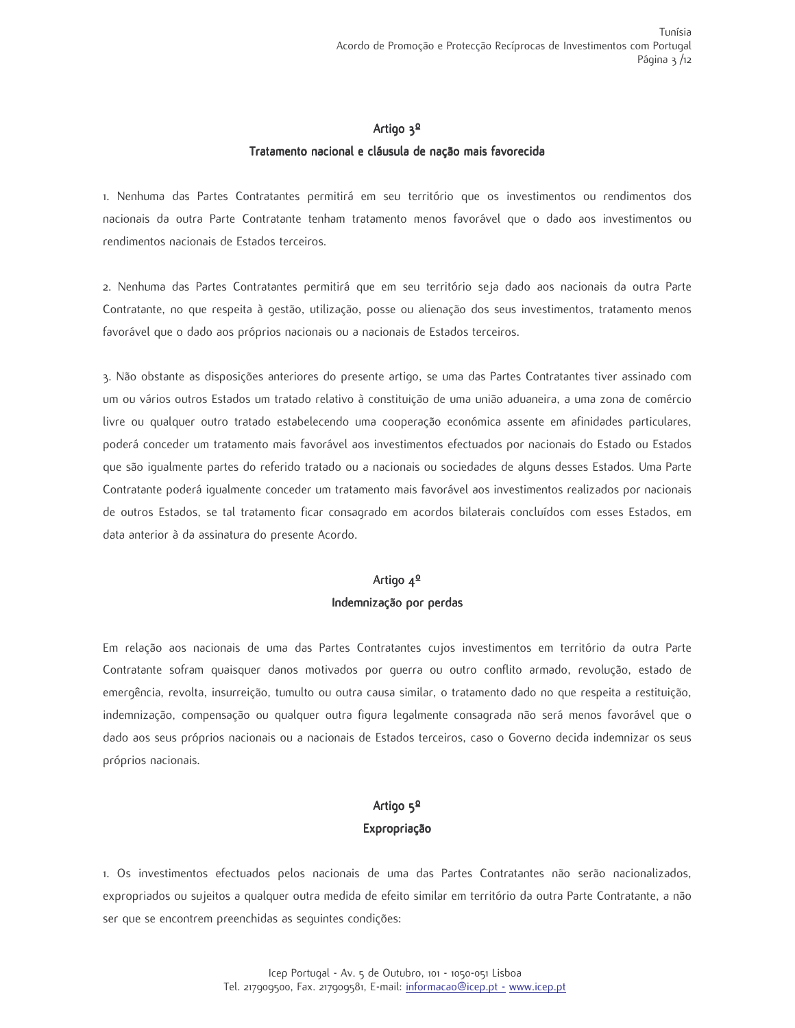## Artigo 3º
## Tratamento nacional e cláusula de nação mais favorecida

1. Nenhuma das Partes Contratantes permitirá em seu território que os investimentos ou rendimentos dos nacionais da outra Parte Contratante tenham tratamento menos favorável que o dado aos investimentos ou rendimentos nacionais de Estados terceiros.

2. Nenhuma das Partes Contratantes permitirá que em seu território seja dado aos nacionais da outra Parte Contratante, no que respeita à gestão, utilização, posse ou alienação dos seus investimentos, tratamento menos favorável que o dado aos próprios nacionais ou a nacionais de Estados terceiros.

3. Não obstante as disposições anteriores do presente artigo, se uma das Partes Contratantes tiver assinado com um ou vários outros Estados um tratado relativo à constituição de uma união aduaneira, a uma zona de comércio livre ou qualquer outro tratado estabelecendo uma cooperação económica assente em afinidades particulares, poderá conceder um tratamento mais favorável aos investimentos efectuados por nacionais do Estado ou Estados que são igualmente partes do referido tratado ou a nacionais ou sociedades de alguns desses Estados. Uma Parte Contratante poderá igualmente conceder um tratamento mais favorável aos investimentos realizados por nacionais de outros Estados, se tal tratamento ficar consagrado em acordos bilaterais concluídos com esses Estados, em data anterior à da assinatura do presente Acordo.

## Artigo 4º
## Indemnização por perdas

Em relação aos nacionais de uma das Partes Contratantes cujos investimentos em território da outra Parte Contratante sofram quaisquer danos motivados por guerra ou outro conflito armado, revolução, estado de emergência, revolta, insurreição, tumulto ou outra causa similar, o tratamento dado no que respeita a restituição, indemnização, compensação ou qualquer outra figura legalmente consagrada não será menos favorável que o dado aos seus próprios nacionais ou a nacionais de Estados terceiros, caso o Governo decida indemnizar os seus próprios nacionais.

## Artigo 5º
## Expropriação

1. Os investimentos efectuados pelos nacionais de uma das Partes Contratantes não serão nacionalizados, expropriados ou sujeitos a qualquer outra medida de efeito similar em território da outra Parte Contratante, a não ser que se encontrem preenchidas as seguintes condições: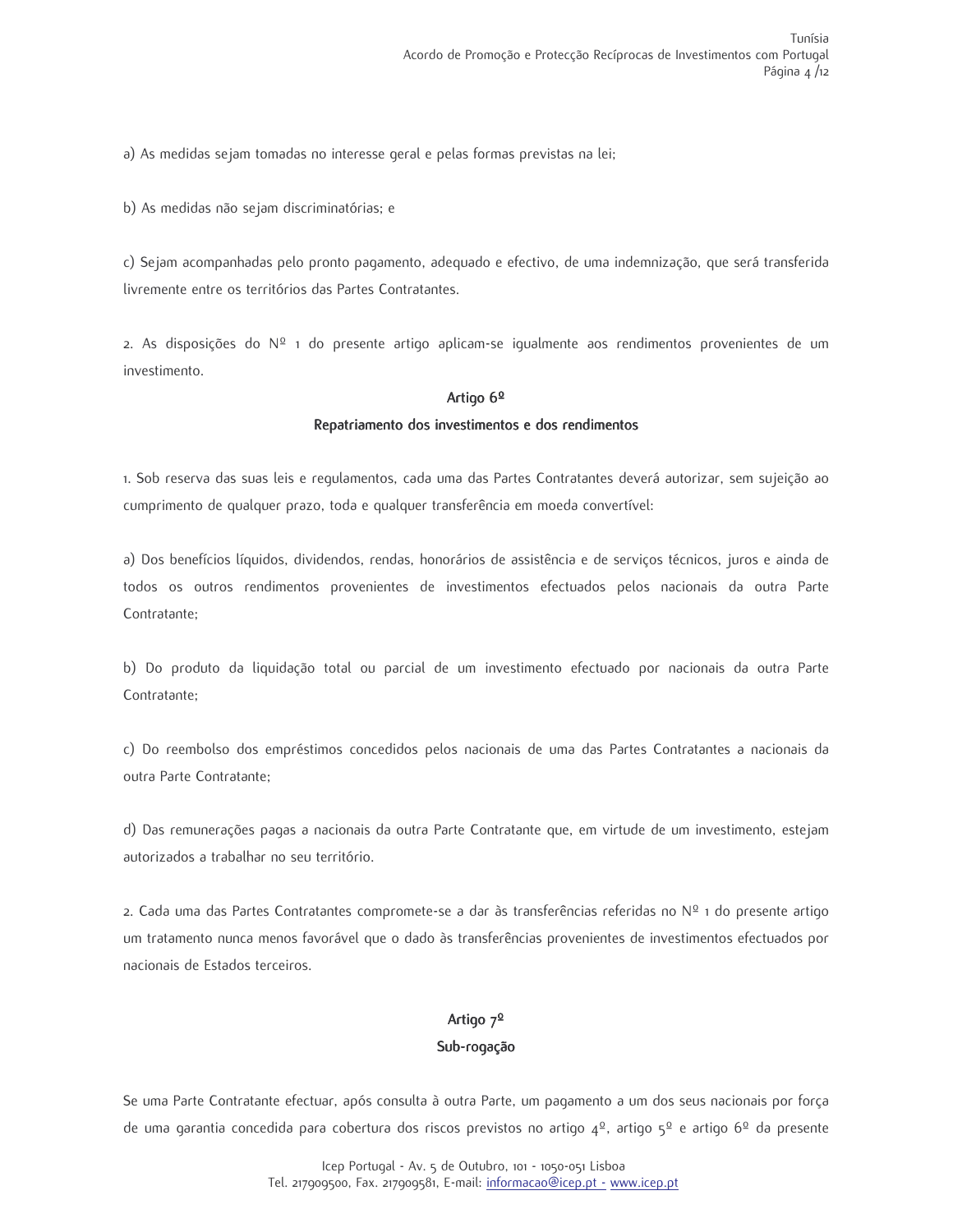a) As medidas sejam tomadas no interesse geral e pelas formas previstas na lei;

b) As medidas não sejam discriminatórias; e

c) Sejam acompanhadas pelo pronto pagamento, adequado e efectivo, de uma indemnização, que será transferida livremente entre os territórios das Partes Contratantes.

2. As disposições do Nº 1 do presente artigo aplicam-se igualmente aos rendimentos provenientes de um investimento.

**Artigo 6º**

**Repatriamento dos investimentos e dos rendimentos**

1. Sob reserva das suas leis e regulamentos, cada uma das Partes Contratantes deverá autorizar, sem sujeição ao cumprimento de qualquer prazo, toda e qualquer transferência em moeda convertível:

a) Dos benefícios líquidos, dividendos, rendas, honorários de assistência e de serviços técnicos, juros e ainda de todos os outros rendimentos provenientes de investimentos efectuados pelos nacionais da outra Parte Contratante;

b) Do produto da liquidação total ou parcial de um investimento efectuado por nacionais da outra Parte Contratante;

c) Do reembolso dos empréstimos concedidos pelos nacionais de uma das Partes Contratantes a nacionais da outra Parte Contratante;

d) Das remunerações pagas a nacionais da outra Parte Contratante que, em virtude de um investimento, estejam autorizados a trabalhar no seu território.

2. Cada uma das Partes Contratantes compromete-se a dar às transferências referidas no Nº 1 do presente artigo um tratamento nunca menos favorável que o dado às transferências provenientes de investimentos efectuados por nacionais de Estados terceiros.

**Artigo 7º**

**Sub-rogação**

Se uma Parte Contratante efectuar, após consulta à outra Parte, um pagamento a um dos seus nacionais por força de uma garantia concedida para cobertura dos riscos previstos no artigo 4º, artigo 5º e artigo 6º da presente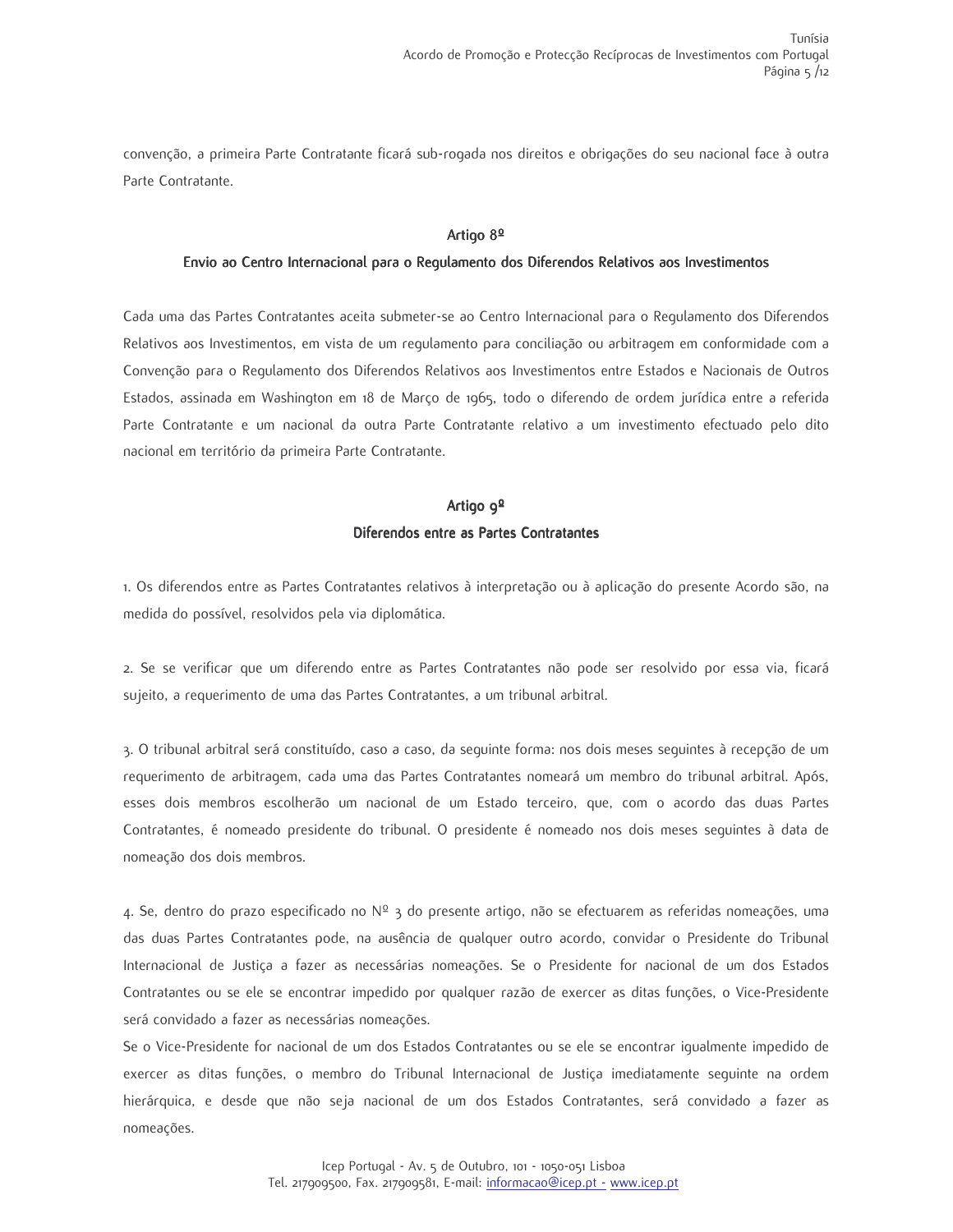convenção, a primeira Parte Contratante ficará sub-rogada nos direitos e obrigações do seu nacional face à outra Parte Contratante.

## Artigo 8º
## Envio ao Centro Internacional para o Regulamento dos Diferendos Relativos aos Investimentos

Cada uma das Partes Contratantes aceita submeter-se ao Centro Internacional para o Regulamento dos Diferendos Relativos aos Investimentos, em vista de um regulamento para conciliação ou arbitragem em conformidade com a Convenção para o Regulamento dos Diferendos Relativos aos Investimentos entre Estados e Nacionais de Outros Estados, assinada em Washington em 18 de Março de 1965, todo o diferendo de ordem jurídica entre a referida Parte Contratante e um nacional da outra Parte Contratante relativo a um investimento efectuado pelo dito nacional em território da primeira Parte Contratante.

## Artigo 9º
## Diferendos entre as Partes Contratantes

1. Os diferendos entre as Partes Contratantes relativos à interpretação ou à aplicação do presente Acordo são, na medida do possível, resolvidos pela via diplomática.

2. Se se verificar que um diferendo entre as Partes Contratantes não pode ser resolvido por essa via, ficará sujeito, a requerimento de uma das Partes Contratantes, a um tribunal arbitral.

3. O tribunal arbitral será constituído, caso a caso, da seguinte forma: nos dois meses seguintes à recepção de um requerimento de arbitragem, cada uma das Partes Contratantes nomeará um membro do tribunal arbitral. Após, esses dois membros escolherão um nacional de um Estado terceiro, que, com o acordo das duas Partes Contratantes, é nomeado presidente do tribunal. O presidente é nomeado nos dois meses seguintes à data de nomeação dos dois membros.

4. Se, dentro do prazo especificado no Nº 3 do presente artigo, não se efectuarem as referidas nomeações, uma das duas Partes Contratantes pode, na ausência de qualquer outro acordo, convidar o Presidente do Tribunal Internacional de Justiça a fazer as necessárias nomeações. Se o Presidente for nacional de um dos Estados Contratantes ou se ele se encontrar impedido por qualquer razão de exercer as ditas funções, o Vice-Presidente será convidado a fazer as necessárias nomeações.
Se o Vice-Presidente for nacional de um dos Estados Contratantes ou se ele se encontrar igualmente impedido de exercer as ditas funções, o membro do Tribunal Internacional de Justiça imediatamente seguinte na ordem hierárquica, e desde que não seja nacional de um dos Estados Contratantes, será convidado a fazer as nomeações.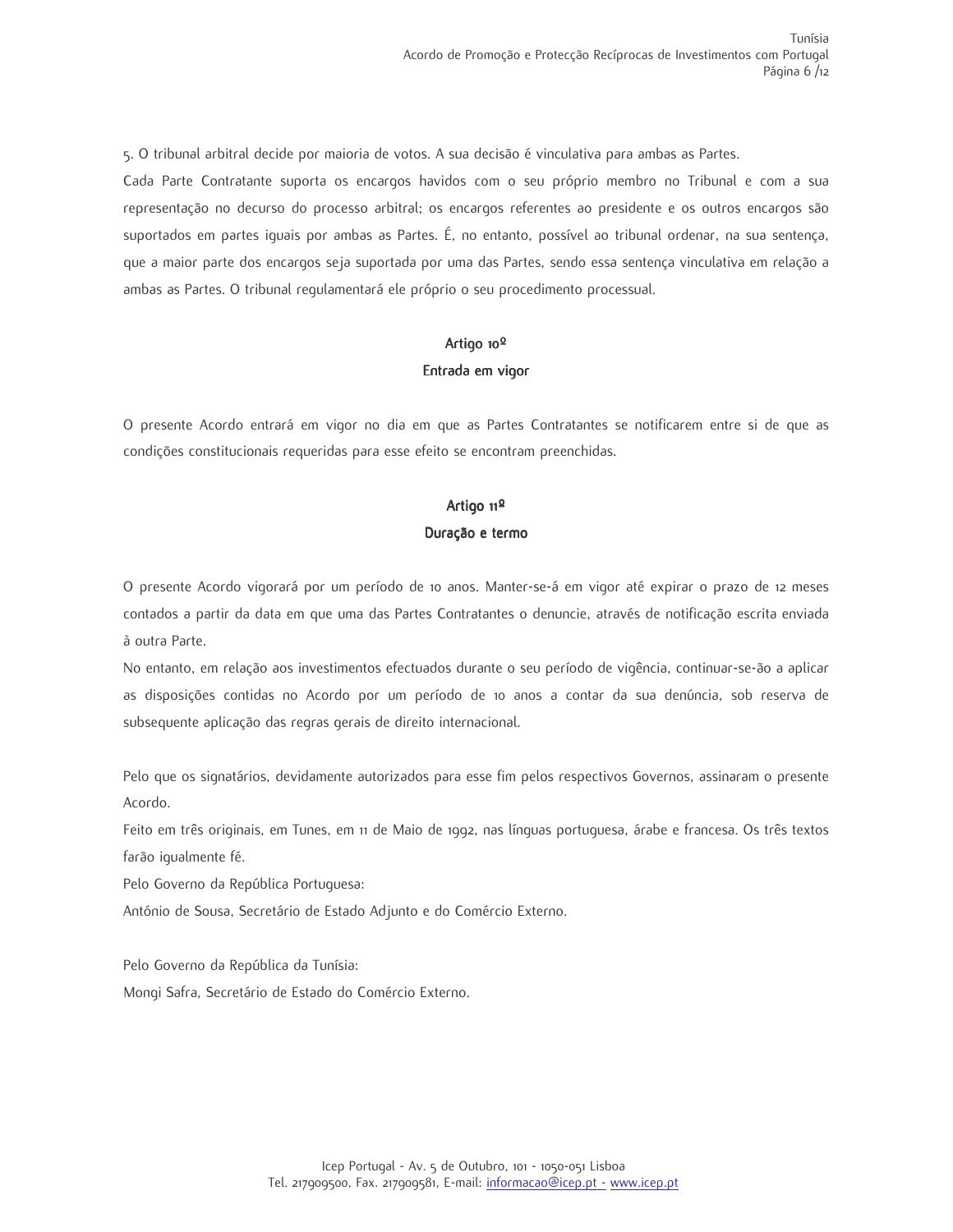5. O tribunal arbitral decide por maioria de votos. A sua decisão é vinculativa para ambas as Partes.

Cada Parte Contratante suporta os encargos havidos com o seu próprio membro no Tribunal e com a sua representação no decurso do processo arbitral; os encargos referentes ao presidente e os outros encargos são suportados em partes iguais por ambas as Partes. É, no entanto, possível ao tribunal ordenar, na sua sentença, que a maior parte dos encargos seja suportada por uma das Partes, sendo essa sentença vinculativa em relação a ambas as Partes. O tribunal regulamentará ele próprio o seu procedimento processual.

## Artigo 10º
## Entrada em vigor

O presente Acordo entrará em vigor no dia em que as Partes Contratantes se notificarem entre si de que as condições constitucionais requeridas para esse efeito se encontram preenchidas.

## Artigo 11º
## Duração e termo

O presente Acordo vigorará por um período de 10 anos. Manter-se-á em vigor até expirar o prazo de 12 meses contados a partir da data em que uma das Partes Contratantes o denuncie, através de notificação escrita enviada à outra Parte.

No entanto, em relação aos investimentos efectuados durante o seu período de vigência, continuar-se-ão a aplicar as disposições contidas no Acordo por um período de 10 anos a contar da sua denúncia, sob reserva de subsequente aplicação das regras gerais de direito internacional.

Pelo que os signatários, devidamente autorizados para esse fim pelos respectivos Governos, assinaram o presente Acordo.

Feito em três originais, em Tunes, em 11 de Maio de 1992, nas línguas portuguesa, árabe e francesa. Os três textos farão igualmente fé.

Pelo Governo da República Portuguesa:

António de Sousa, Secretário de Estado Adjunto e do Comércio Externo.

Pelo Governo da República da Tunísia:

Mongi Safra, Secretário de Estado do Comércio Externo.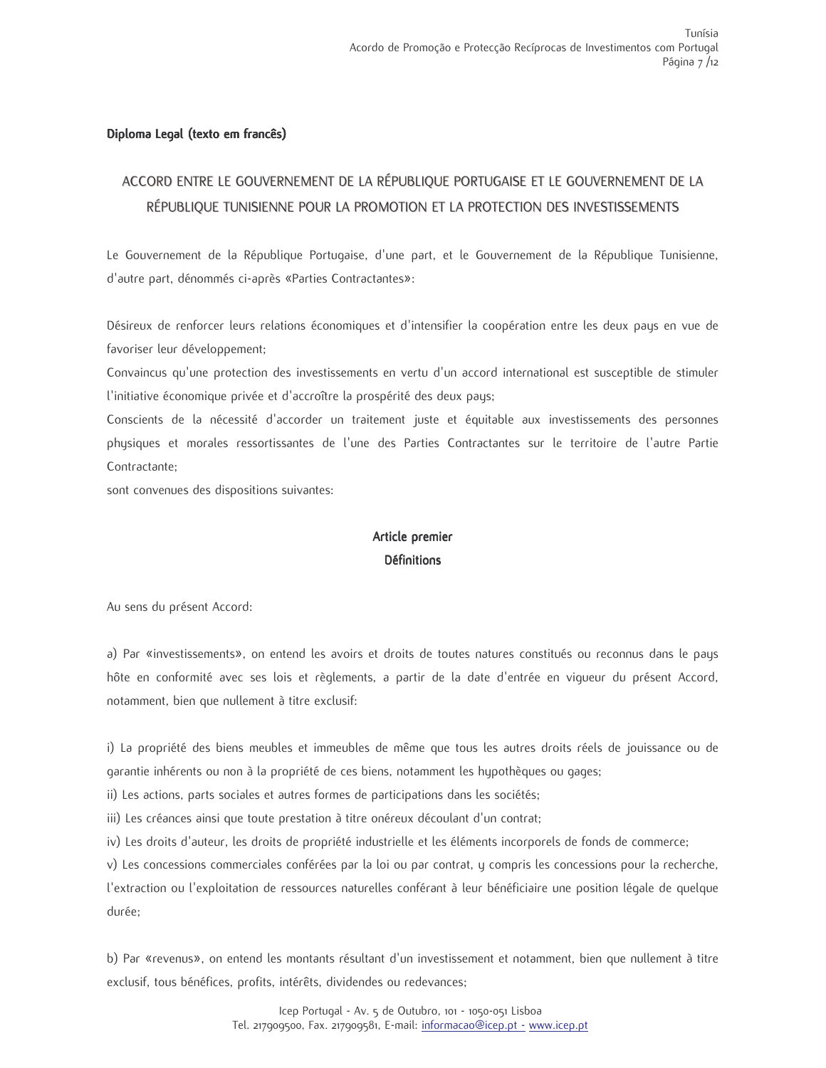**Diploma Legal (texto em francês)**

# ACCORD ENTRE LE GOUVERNEMENT DE LA RÉPUBLIQUE PORTUGAISE ET LE GOUVERNEMENT DE LA RÉPUBLIQUE TUNISIENNE POUR LA PROMOTION ET LA PROTECTION DES INVESTISSEMENTS

Le Gouvernement de la République Portugaise, d'une part, et le Gouvernement de la République Tunisienne, d'autre part, dénommés ci-après «Parties Contractantes»:

Désireux de renforcer leurs relations économiques et d'intensifier la coopération entre les deux pays en vue de favoriser leur développement;

Convaincus qu'une protection des investissements en vertu d'un accord international est susceptible de stimuler l'initiative économique privée et d'accroître la prospérité des deux pays;

Conscients de la nécessité d'accorder un traitement juste et équitable aux investissements des personnes physiques et morales ressortissantes de l'une des Parties Contractantes sur le territoire de l'autre Partie Contractante;

sont convenues des dispositions suivantes:

## Article premier
## Définitions

Au sens du présent Accord:

a) Par «investissements», on entend les avoirs et droits de toutes natures constitués ou reconnus dans le pays hôte en conformité avec ses lois et règlements, a partir de la date d'entrée en vigueur du présent Accord, notamment, bien que nullement à titre exclusif:

i) La propriété des biens meubles et immeubles de même que tous les autres droits réels de jouissance ou de garantie inhérents ou non à la propriété de ces biens, notamment les hypothèques ou gages;

ii) Les actions, parts sociales et autres formes de participations dans les sociétés;

iii) Les créances ainsi que toute prestation à titre onéreux découlant d'un contrat;

iv) Les droits d'auteur, les droits de propriété industrielle et les éléments incorporels de fonds de commerce;

v) Les concessions commerciales conférées par la loi ou par contrat, y compris les concessions pour la recherche, l'extraction ou l'exploitation de ressources naturelles conférant à leur bénéficiaire une position légale de quelque durée;

b) Par «revenus», on entend les montants résultant d'un investissement et notamment, bien que nullement à titre exclusif, tous bénéfices, profits, intérêts, dividendes ou redevances;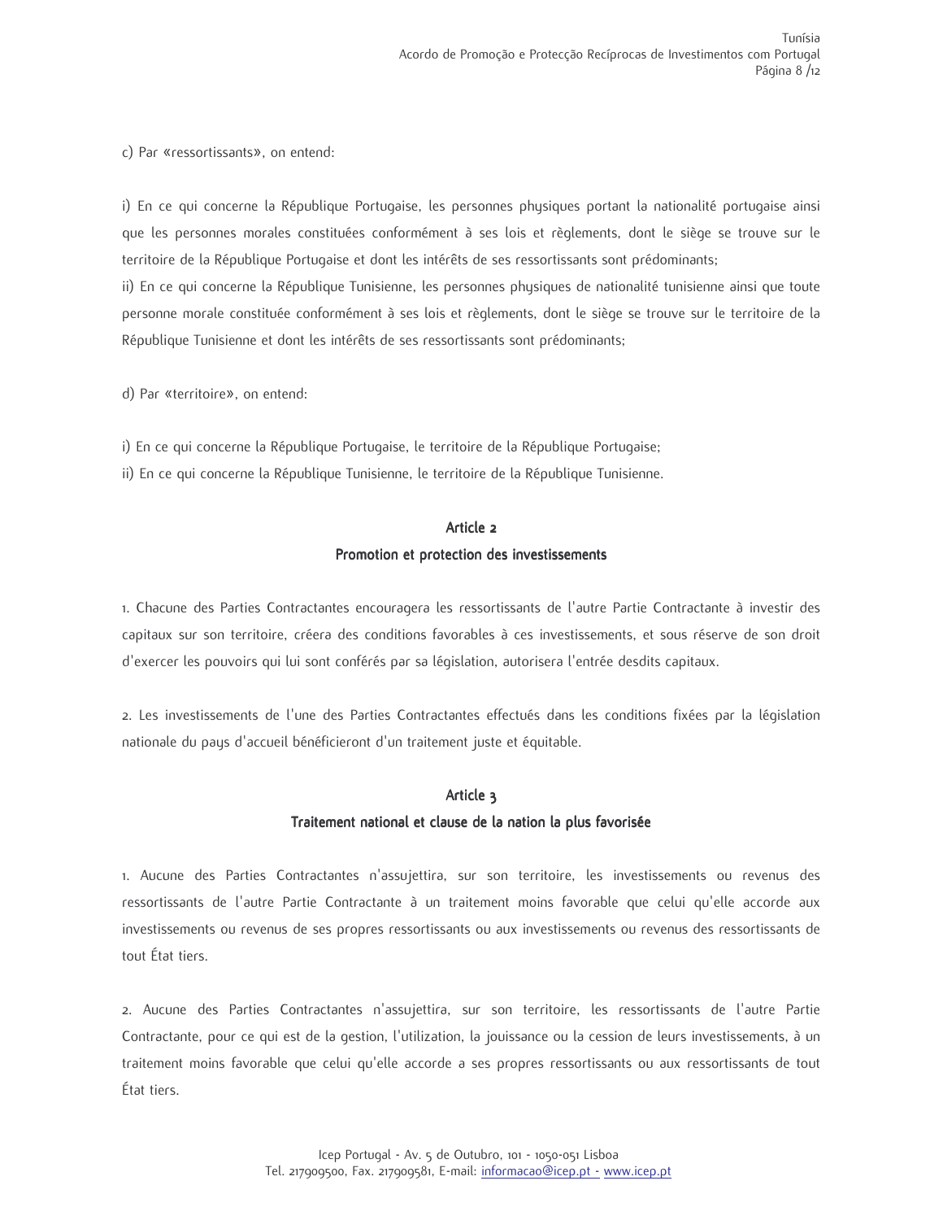c) Par «ressortissants», on entend:

i) En ce qui concerne la République Portugaise, les personnes physiques portant la nationalité portugaise ainsi que les personnes morales constituées conformément à ses lois et règlements, dont le siège se trouve sur le territoire de la République Portugaise et dont les intérêts de ses ressortissants sont prédominants;
ii) En ce qui concerne la République Tunisienne, les personnes physiques de nationalité tunisienne ainsi que toute personne morale constituée conformément à ses lois et règlements, dont le siège se trouve sur le territoire de la République Tunisienne et dont les intérêts de ses ressortissants sont prédominants;

d) Par «territoire», on entend:

i) En ce qui concerne la République Portugaise, le territoire de la République Portugaise;
ii) En ce qui concerne la République Tunisienne, le territoire de la République Tunisienne.

## Article 2
## Promotion et protection des investissements

1. Chacune des Parties Contractantes encouragera les ressortissants de l'autre Partie Contractante à investir des capitaux sur son territoire, créera des conditions favorables à ces investissements, et sous réserve de son droit d'exercer les pouvoirs qui lui sont conférés par sa législation, autorisera l'entrée desdits capitaux.

2. Les investissements de l'une des Parties Contractantes effectués dans les conditions fixées par la législation nationale du pays d'accueil bénéficieront d'un traitement juste et équitable.

## Article 3
## Traitement national et clause de la nation la plus favorisée

1. Aucune des Parties Contractantes n'assujettira, sur son territoire, les investissements ou revenus des ressortissants de l'autre Partie Contractante à un traitement moins favorable que celui qu'elle accorde aux investissements ou revenus de ses propres ressortissants ou aux investissements ou revenus des ressortissants de tout État tiers.

2. Aucune des Parties Contractantes n'assujettira, sur son territoire, les ressortissants de l'autre Partie Contractante, pour ce qui est de la gestion, l'utilization, la jouissance ou la cession de leurs investissements, à un traitement moins favorable que celui qu'elle accorde a ses propres ressortissants ou aux ressortissants de tout État tiers.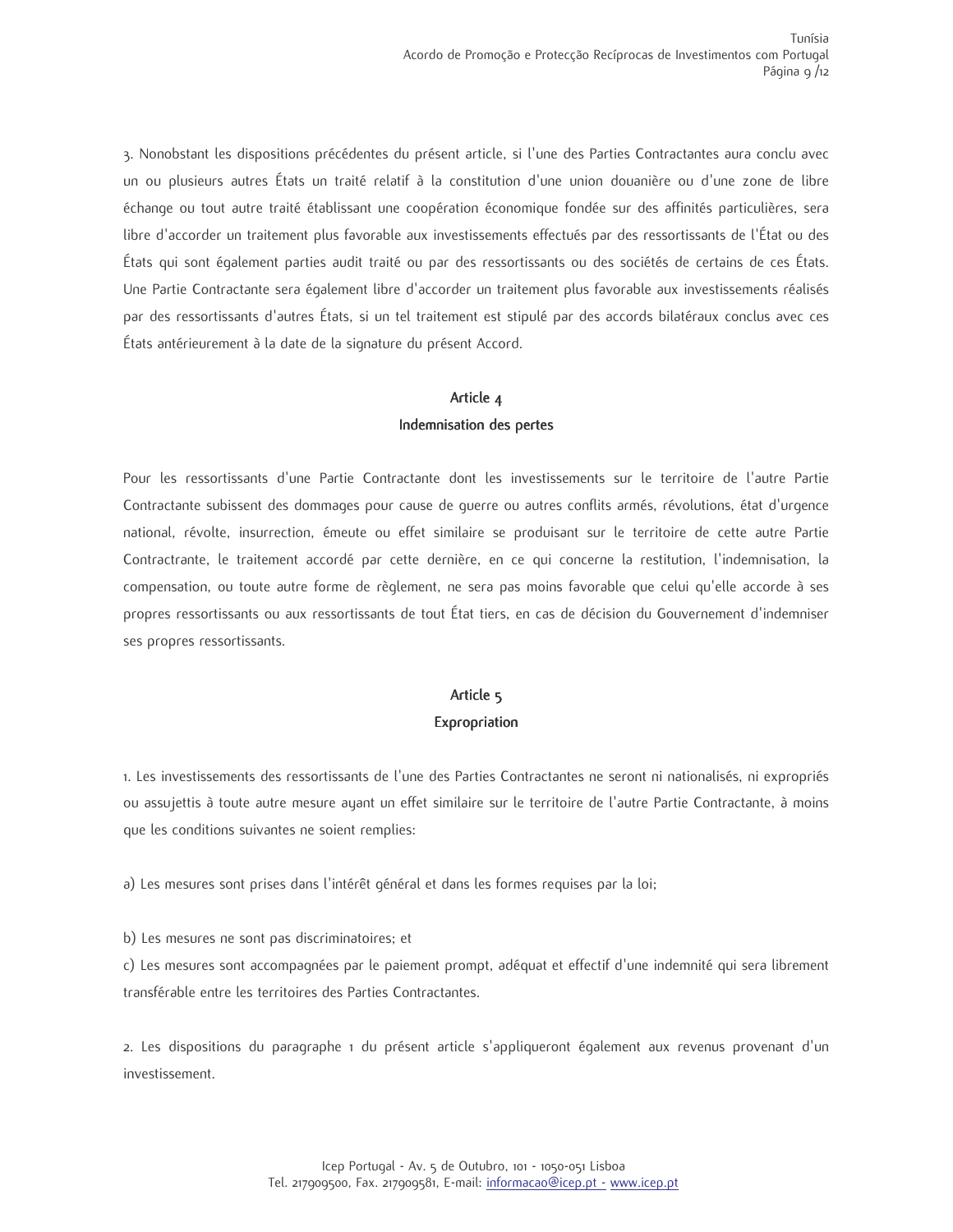3. Nonobstant les dispositions précédentes du présent article, si l'une des Parties Contractantes aura conclu avec un ou plusieurs autres États un traité relatif à la constitution d'une union douanière ou d'une zone de libre échange ou tout autre traité établissant une coopération économique fondée sur des affinités particulières, sera libre d'accorder un traitement plus favorable aux investissements effectués par des ressortissants de l'État ou des États qui sont également parties audit traité ou par des ressortissants ou des sociétés de certains de ces États. Une Partie Contractante sera également libre d'accorder un traitement plus favorable aux investissements réalisés par des ressortissants d'autres États, si un tel traitement est stipulé par des accords bilatéraux conclus avec ces États antérieurement à la date de la signature du présent Accord.

## Article 4
## Indemnisation des pertes

Pour les ressortissants d'une Partie Contractante dont les investissements sur le territoire de l'autre Partie Contractante subissent des dommages pour cause de guerre ou autres conflits armés, révolutions, état d'urgence national, révolte, insurrection, émeute ou effet similaire se produisant sur le territoire de cette autre Partie Contractrante, le traitement accordé par cette dernière, en ce qui concerne la restitution, l'indemnisation, la compensation, ou toute autre forme de règlement, ne sera pas moins favorable que celui qu'elle accorde à ses propres ressortissants ou aux ressortissants de tout État tiers, en cas de décision du Gouvernement d'indemniser ses propres ressortissants.

## Article 5
## Expropriation

1. Les investissements des ressortissants de l'une des Parties Contractantes ne seront ni nationalisés, ni expropriés ou assujettis à toute autre mesure ayant un effet similaire sur le territoire de l'autre Partie Contractante, à moins que les conditions suivantes ne soient remplies:

a) Les mesures sont prises dans l'intérêt général et dans les formes requises par la loi;

b) Les mesures ne sont pas discriminatoires; et

c) Les mesures sont accompagnées par le paiement prompt, adéquat et effectif d'une indemnité qui sera librement transférable entre les territoires des Parties Contractantes.

2. Les dispositions du paragraphe 1 du présent article s'appliqueront également aux revenus provenant d'un investissement.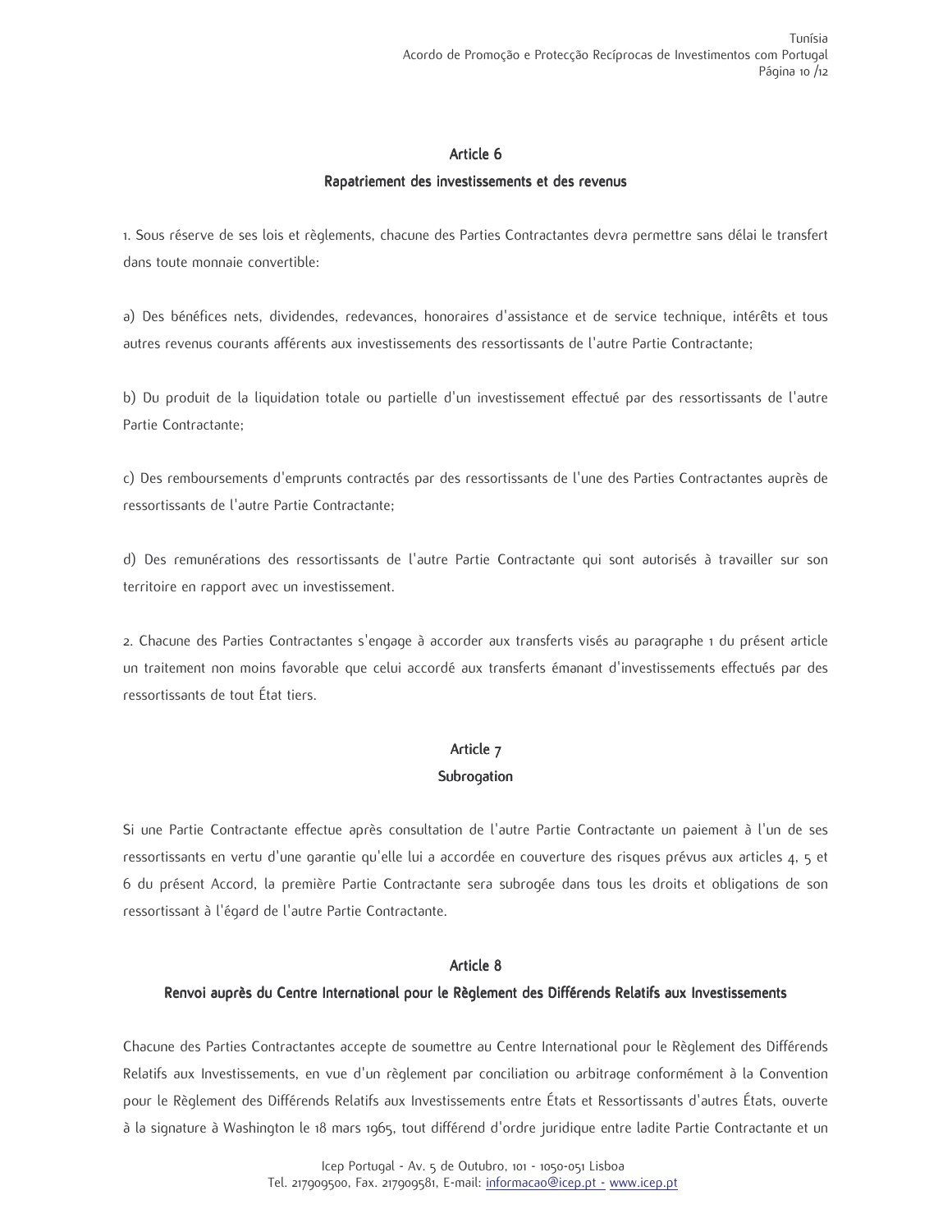## Article 6

### Rapatriement des investissements et des revenus

1. Sous réserve de ses lois et règlements, chacune des Parties Contractantes devra permettre sans délai le transfert dans toute monnaie convertible:

a) Des bénéfices nets, dividendes, redevances, honoraires d'assistance et de service technique, intérêts et tous autres revenus courants afférents aux investissements des ressortissants de l'autre Partie Contractante;

b) Du produit de la liquidation totale ou partielle d'un investissement effectué par des ressortissants de l'autre Partie Contractante;

c) Des remboursements d'emprunts contractés par des ressortissants de l'une des Parties Contractantes auprès de ressortissants de l'autre Partie Contractante;

d) Des remunérations des ressortissants de l'autre Partie Contractante qui sont autorisés à travailler sur son territoire en rapport avec un investissement.

2. Chacune des Parties Contractantes s'engage à accorder aux transferts visés au paragraphe 1 du présent article un traitement non moins favorable que celui accordé aux transferts émanant d'investissements effectués par des ressortissants de tout État tiers.

## Article 7

### Subrogation

Si une Partie Contractante effectue après consultation de l'autre Partie Contractante un paiement à l'un de ses ressortissants en vertu d'une garantie qu'elle lui a accordée en couverture des risques prévus aux articles 4, 5 et 6 du présent Accord, la première Partie Contractante sera subrogée dans tous les droits et obligations de son ressortissant à l'égard de l'autre Partie Contractante.

## Article 8

### Renvoi auprès du Centre International pour le Règlement des Différends Relatifs aux Investissements

Chacune des Parties Contractantes accepte de soumettre au Centre International pour le Règlement des Différends Relatifs aux Investissements, en vue d'un règlement par conciliation ou arbitrage conformément à la Convention pour le Règlement des Différends Relatifs aux Investissements entre États et Ressortissants d'autres États, ouverte à la signature à Washington le 18 mars 1965, tout différend d'ordre juridique entre ladite Partie Contractante et un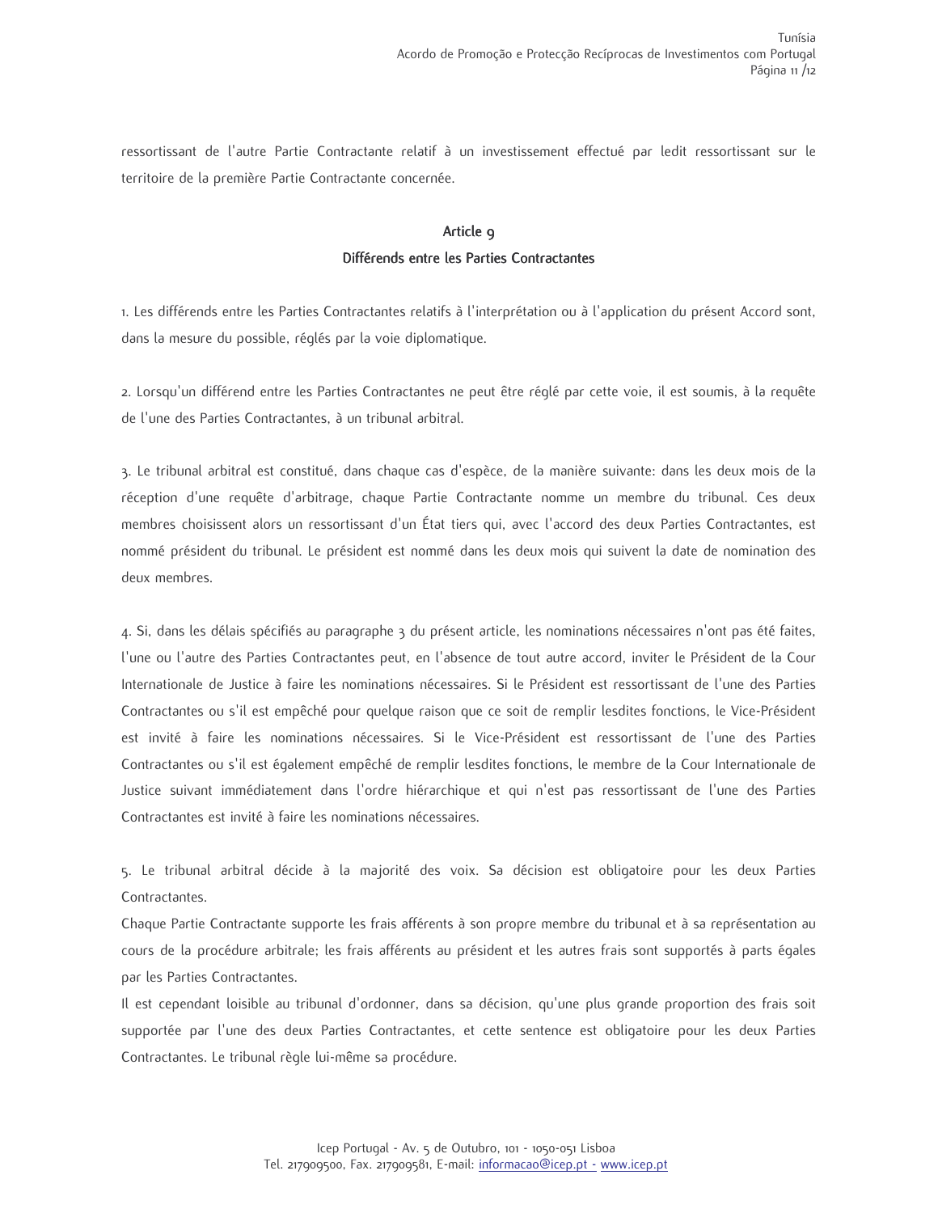ressortissant de l'autre Partie Contractante relatif à un investissement effectué par ledit ressortissant sur le territoire de la première Partie Contractante concernée.

## Article 9
## Différends entre les Parties Contractantes

1. Les différends entre les Parties Contractantes relatifs à l'interprétation ou à l'application du présent Accord sont, dans la mesure du possible, réglés par la voie diplomatique.

2. Lorsqu'un différend entre les Parties Contractantes ne peut être réglé par cette voie, il est soumis, à la requête de l'une des Parties Contractantes, à un tribunal arbitral.

3. Le tribunal arbitral est constitué, dans chaque cas d'espèce, de la manière suivante: dans les deux mois de la réception d'une requête d'arbitrage, chaque Partie Contractante nomme un membre du tribunal. Ces deux membres choisissent alors un ressortissant d'un État tiers qui, avec l'accord des deux Parties Contractantes, est nommé président du tribunal. Le président est nommé dans les deux mois qui suivent la date de nomination des deux membres.

4. Si, dans les délais spécifiés au paragraphe 3 du présent article, les nominations nécessaires n'ont pas été faites, l'une ou l'autre des Parties Contractantes peut, en l'absence de tout autre accord, inviter le Président de la Cour Internationale de Justice à faire les nominations nécessaires. Si le Président est ressortissant de l'une des Parties Contractantes ou s'il est empêché pour quelque raison que ce soit de remplir lesdites fonctions, le Vice-Président est invité à faire les nominations nécessaires. Si le Vice-Président est ressortissant de l'une des Parties Contractantes ou s'il est également empêché de remplir lesdites fonctions, le membre de la Cour Internationale de Justice suivant immédiatement dans l'ordre hiérarchique et qui n'est pas ressortissant de l'une des Parties Contractantes est invité à faire les nominations nécessaires.

5. Le tribunal arbitral décide à la majorité des voix. Sa décision est obligatoire pour les deux Parties Contractantes.
Chaque Partie Contractante supporte les frais afférents à son propre membre du tribunal et à sa représentation au cours de la procédure arbitrale; les frais afférents au président et les autres frais sont supportés à parts égales par les Parties Contractantes.
Il est cependant loisible au tribunal d'ordonner, dans sa décision, qu'une plus grande proportion des frais soit supportée par l'une des deux Parties Contractantes, et cette sentence est obligatoire pour les deux Parties Contractantes. Le tribunal règle lui-même sa procédure.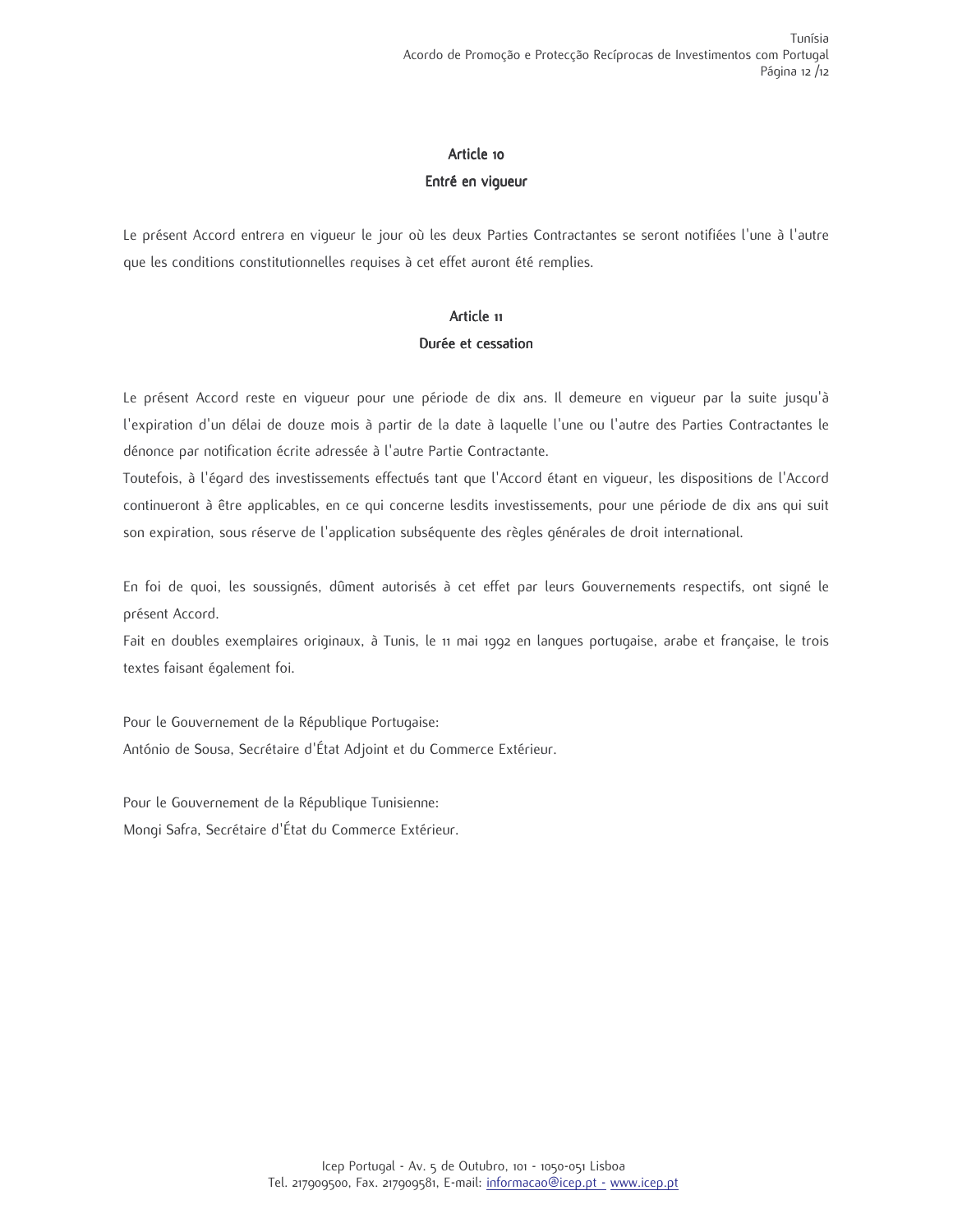### Article 10

### Entré en vigueur

Le présent Accord entrera en vigueur le jour où les deux Parties Contractantes se seront notifiées l'une à l'autre que les conditions constitutionnelles requises à cet effet auront été remplies.

### Article 11

### Durée et cessation

Le présent Accord reste en vigueur pour une période de dix ans. Il demeure en vigueur par la suite jusqu'à l'expiration d'un délai de douze mois à partir de la date à laquelle l'une ou l'autre des Parties Contractantes le dénonce par notification écrite adressée à l'autre Partie Contractante.

Toutefois, à l'égard des investissements effectués tant que l'Accord étant en vigueur, les dispositions de l'Accord continueront à être applicables, en ce qui concerne lesdits investissements, pour une période de dix ans qui suit son expiration, sous réserve de l'application subséquente des règles générales de droit international.

En foi de quoi, les soussignés, dûment autorisés à cet effet par leurs Gouvernements respectifs, ont signé le présent Accord.

Fait en doubles exemplaires originaux, à Tunis, le 11 mai 1992 en langues portugaise, arabe et française, le trois textes faisant également foi.

Pour le Gouvernement de la République Portugaise:
António de Sousa, Secrétaire d'État Adjoint et du Commerce Extérieur.

Pour le Gouvernement de la République Tunisienne:
Mongi Safra, Secrétaire d'État du Commerce Extérieur.